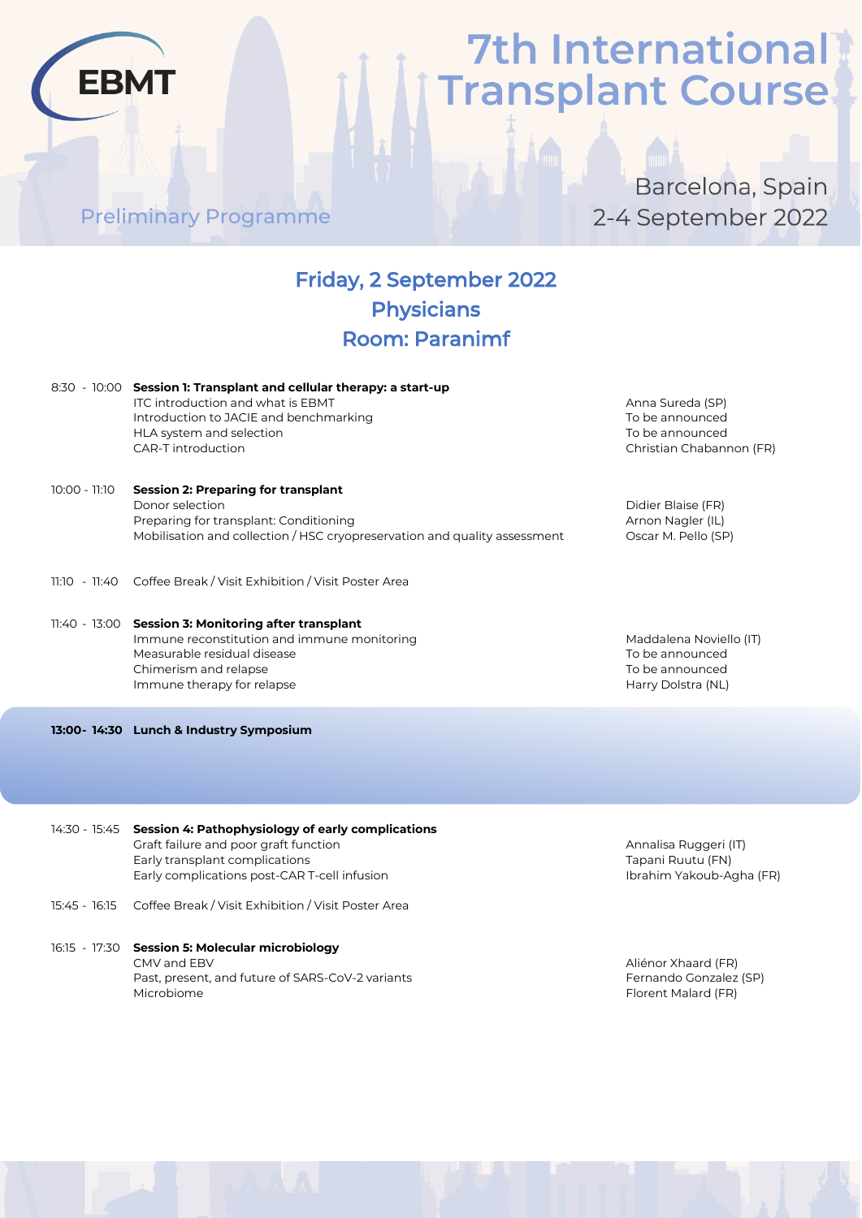EBMT

# 7th International Transplant Course

Preliminary Programme

Barcelona, Spain
2-4 September 2022

## Friday, 2 September 2022
## Physicians
## Room: Paranimf

| Time | Session | Speaker |
|---|---|---|
| 8:30 - 10:00 | **Session 1: Transplant and cellular therapy: a start-up** | |
| | ITC introduction and what is EBMT | Anna Sureda (SP) |
| | Introduction to JACIE and benchmarking | To be announced |
| | HLA system and selection | To be announced |
| | CAR-T introduction | Christian Chabannon (FR) |
| 10:00 - 11:10 | **Session 2: Preparing for transplant** | |
| | Donor selection | Didier Blaise (FR) |
| | Preparing for transplant: Conditioning | Arnon Nagler (IL) |
| | Mobilisation and collection / HSC cryopreservation and quality assessment | Oscar M. Pello (SP) |
| 11:10 - 11:40 | Coffee Break / Visit Exhibition / Visit Poster Area | |
| 11:40 - 13:00 | **Session 3: Monitoring after transplant** | |
| | Immune reconstitution and immune monitoring | Maddalena Noviello (IT) |
| | Measurable residual disease | To be announced |
| | Chimerism and relapse | To be announced |
| | Immune therapy for relapse | Harry Dolstra (NL) |
| **13:00- 14:30** | **Lunch & Industry Symposium** | |
| 14:30 - 15:45 | **Session 4: Pathophysiology of early complications** | |
| | Graft failure and poor graft function | Annalisa Ruggeri (IT) |
| | Early transplant complications | Tapani Ruutu (FN) |
| | Early complications post-CAR T-cell infusion | Ibrahim Yakoub-Agha (FR) |
| 15:45 - 16:15 | Coffee Break / Visit Exhibition / Visit Poster Area | |
| 16:15 - 17:30 | **Session 5: Molecular microbiology** | |
| | CMV and EBV | Aliénor Xhaard (FR) |
| | Past, present, and future of SARS-CoV-2 variants | Fernando Gonzalez (SP) |
| | Microbiome | Florent Malard (FR) |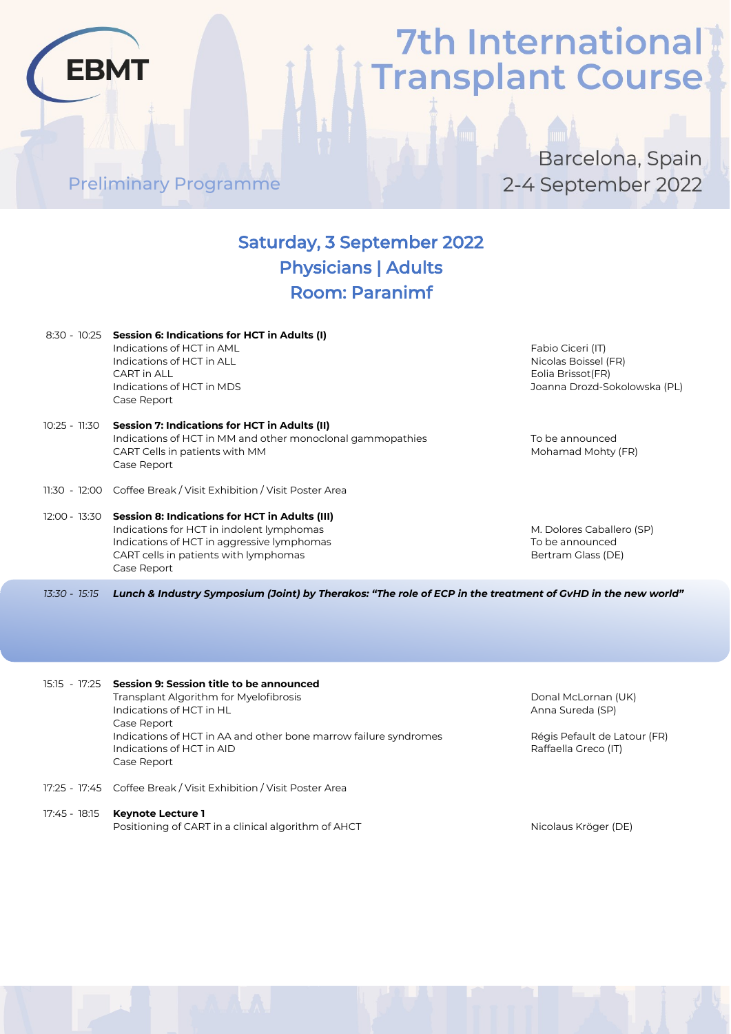EBMT

# 7th International Transplant Course

Preliminary Programme

Barcelona, Spain
2-4 September 2022

## Saturday, 3 September 2022
## Physicians | Adults
## Room: Paranimf

| Time | Session | Speaker |
|---|---|---|
| 8:30 - 10:25 | **Session 6: Indications for HCT in Adults (I)** | |
| | Indications of HCT in AML | Fabio Ciceri (IT) |
| | Indications of HCT in ALL | Nicolas Boissel (FR) |
| | CART in ALL | Eolia Brissot(FR) |
| | Indications of HCT in MDS | Joanna Drozd-Sokolowska (PL) |
| | Case Report | |
| 10:25 - 11:30 | **Session 7: Indications for HCT in Adults (II)** | |
| | Indications of HCT in MM and other monoclonal gammopathies | To be announced |
| | CART Cells in patients with MM | Mohamad Mohty (FR) |
| | Case Report | |
| 11:30 - 12:00 | Coffee Break / Visit Exhibition / Visit Poster Area | |
| 12:00 - 13:30 | **Session 8: Indications for HCT in Adults (III)** | |
| | Indications for HCT in indolent lymphomas | M. Dolores Caballero (SP) |
| | Indications of HCT in aggressive lymphomas | To be announced |
| | CART cells in patients with lymphomas | Bertram Glass (DE) |
| | Case Report | |
| *13:30 - 15:15* | ***Lunch & Industry Symposium (Joint) by Therakos: "The role of ECP in the treatment of GvHD in the new world"*** | |
| 15:15 - 17:25 | **Session 9: Session title to be announced** | |
| | Transplant Algorithm for Myelofibrosis | Donal McLornan (UK) |
| | Indications of HCT in HL | Anna Sureda (SP) |
| | Case Report | |
| | Indications of HCT in AA and other bone marrow failure syndromes | Régis Pefault de Latour (FR) |
| | Indications of HCT in AID | Raffaella Greco (IT) |
| | Case Report | |
| 17:25 - 17:45 | Coffee Break / Visit Exhibition / Visit Poster Area | |
| 17:45 - 18:15 | **Keynote Lecture 1** | |
| | Positioning of CART in a clinical algorithm of AHCT | Nicolaus Kröger (DE) |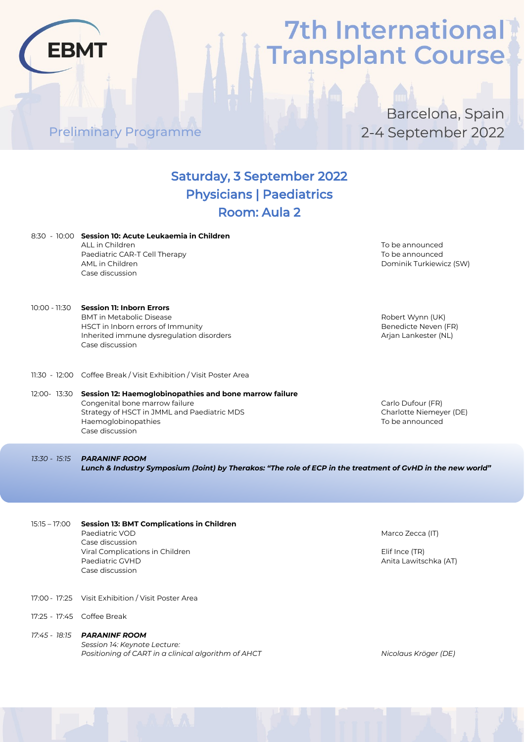EBMT

# 7th International Transplant Course

Preliminary Programme

Barcelona, Spain
2-4 September 2022

## Saturday, 3 September 2022
## Physicians | Paediatrics
## Room: Aula 2

| Time | Session | Speaker |
|---|---|---|
| 8:30 - 10:00 | **Session 10: Acute Leukaemia in Children** | |
| | ALL in Children | To be announced |
| | Paediatric CAR-T Cell Therapy | To be announced |
| | AML in Children | Dominik Turkiewicz (SW) |
| | Case discussion | |
| 10:00 - 11:30 | **Session 11: Inborn Errors** | |
| | BMT in Metabolic Disease | Robert Wynn (UK) |
| | HSCT in Inborn errors of Immunity | Benedicte Neven (FR) |
| | Inherited immune dysregulation disorders | Arjan Lankester (NL) |
| | Case discussion | |
| 11:30 - 12:00 | Coffee Break / Visit Exhibition / Visit Poster Area | |
| 12:00- 13:30 | **Session 12: Haemoglobinopathies and bone marrow failure** | |
| | Congenital bone marrow failure | Carlo Dufour (FR) |
| | Strategy of HSCT in JMML and Paediatric MDS | Charlotte Niemeyer (DE) |
| | Haemoglobinopathies | To be announced |
| | Case discussion | |
| *13:30 - 15:15* | ***PARANINF ROOM*** | |
| | ***Lunch & Industry Symposium (Joint) by Therakos: "The role of ECP in the treatment of GvHD in the new world"*** | |
| 15:15 – 17:00 | **Session 13: BMT Complications in Children** | |
| | Paediatric VOD | Marco Zecca (IT) |
| | Case discussion | |
| | Viral Complications in Children | Elif Ince (TR) |
| | Paediatric GVHD | Anita Lawitschka (AT) |
| | Case discussion | |
| 17:00 - 17:25 | Visit Exhibition / Visit Poster Area | |
| 17:25 - 17:45 | Coffee Break | |
| *17:45 - 18:15* | ***PARANINF ROOM*** | |
| | *Session 14: Keynote Lecture:* | |
| | *Positioning of CART in a clinical algorithm of AHCT* | *Nicolaus Kröger (DE)* |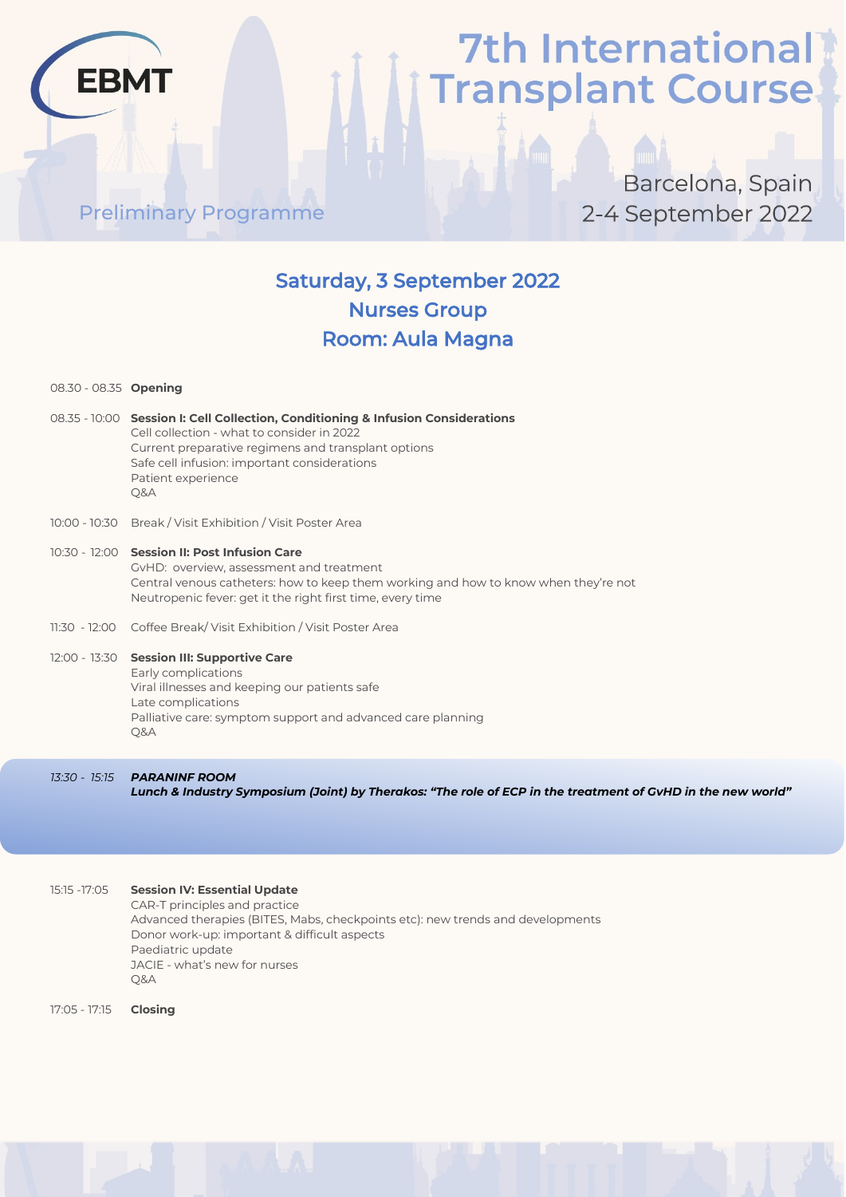# 7th International Transplant Course

Preliminary Programme

Barcelona, Spain
2-4 September 2022

## Saturday, 3 September 2022
## Nurses Group
## Room: Aula Magna

08.30 - 08.35 **Opening**

08.35 - 10:00 **Session I: Cell Collection, Conditioning & Infusion Considerations**
Cell collection - what to consider in 2022
Current preparative regimens and transplant options
Safe cell infusion: important considerations
Patient experience
Q&A

10:00 - 10:30 Break / Visit Exhibition / Visit Poster Area

10:30 - 12:00 **Session II: Post Infusion Care**
GvHD: overview, assessment and treatment
Central venous catheters: how to keep them working and how to know when they're not
Neutropenic fever: get it the right first time, every time

11:30 - 12:00 Coffee Break/ Visit Exhibition / Visit Poster Area

12:00 - 13:30 **Session III: Supportive Care**
Early complications
Viral illnesses and keeping our patients safe
Late complications
Palliative care: symptom support and advanced care planning
Q&A

*13:30 - 15:15* ***PARANINF ROOM***
***Lunch & Industry Symposium (Joint) by Therakos: "The role of ECP in the treatment of GvHD in the new world"***

15:15 -17:05 **Session IV: Essential Update**
CAR-T principles and practice
Advanced therapies (BITES, Mabs, checkpoints etc): new trends and developments
Donor work-up: important & difficult aspects
Paediatric update
JACIE - what's new for nurses
Q&A

17:05 - 17:15 **Closing**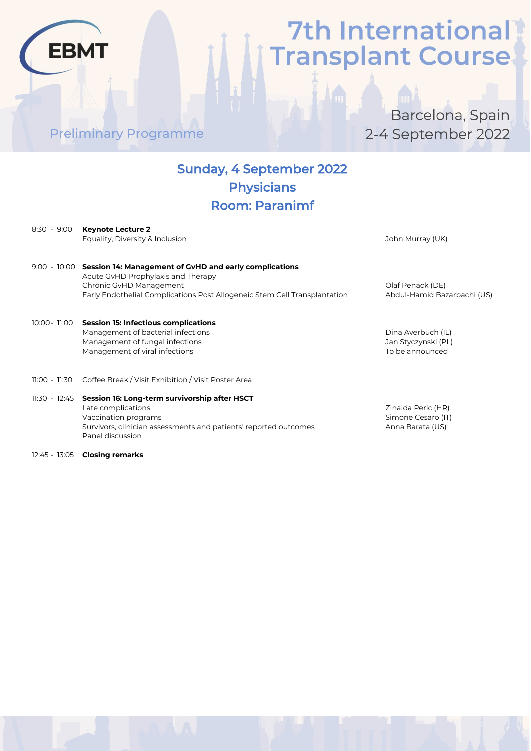# 7th International Transplant Course

Barcelona, Spain
2-4 September 2022

Preliminary Programme

## Sunday, 4 September 2022
## Physicians
## Room: Paranimf

| | | |
|---|---|---|
| 8:30 - 9:00 | **Keynote Lecture 2** | |
| | Equality, Diversity & Inclusion | John Murray (UK) |
| 9:00 - 10:00 | **Session 14: Management of GvHD and early complications** | |
| | Acute GvHD Prophylaxis and Therapy | |
| | Chronic GvHD Management | Olaf Penack (DE) |
| | Early Endothelial Complications Post Allogeneic Stem Cell Transplantation | Abdul-Hamid Bazarbachi (US) |
| 10:00 - 11:00 | **Session 15: Infectious complications** | |
| | Management of bacterial infections | Dina Averbuch (IL) |
| | Management of fungal infections | Jan Styczynski (PL) |
| | Management of viral infections | To be announced |
| 11:00 - 11:30 | Coffee Break / Visit Exhibition / Visit Poster Area | |
| 11:30 - 12:45 | **Session 16: Long-term survivorship after HSCT** | |
| | Late complications | Zinaida Peric (HR) |
| | Vaccination programs | Simone Cesaro (IT) |
| | Survivors, clinician assessments and patients' reported outcomes | Anna Barata (US) |
| | Panel discussion | |
| 12:45 - 13:05 | **Closing remarks** | |